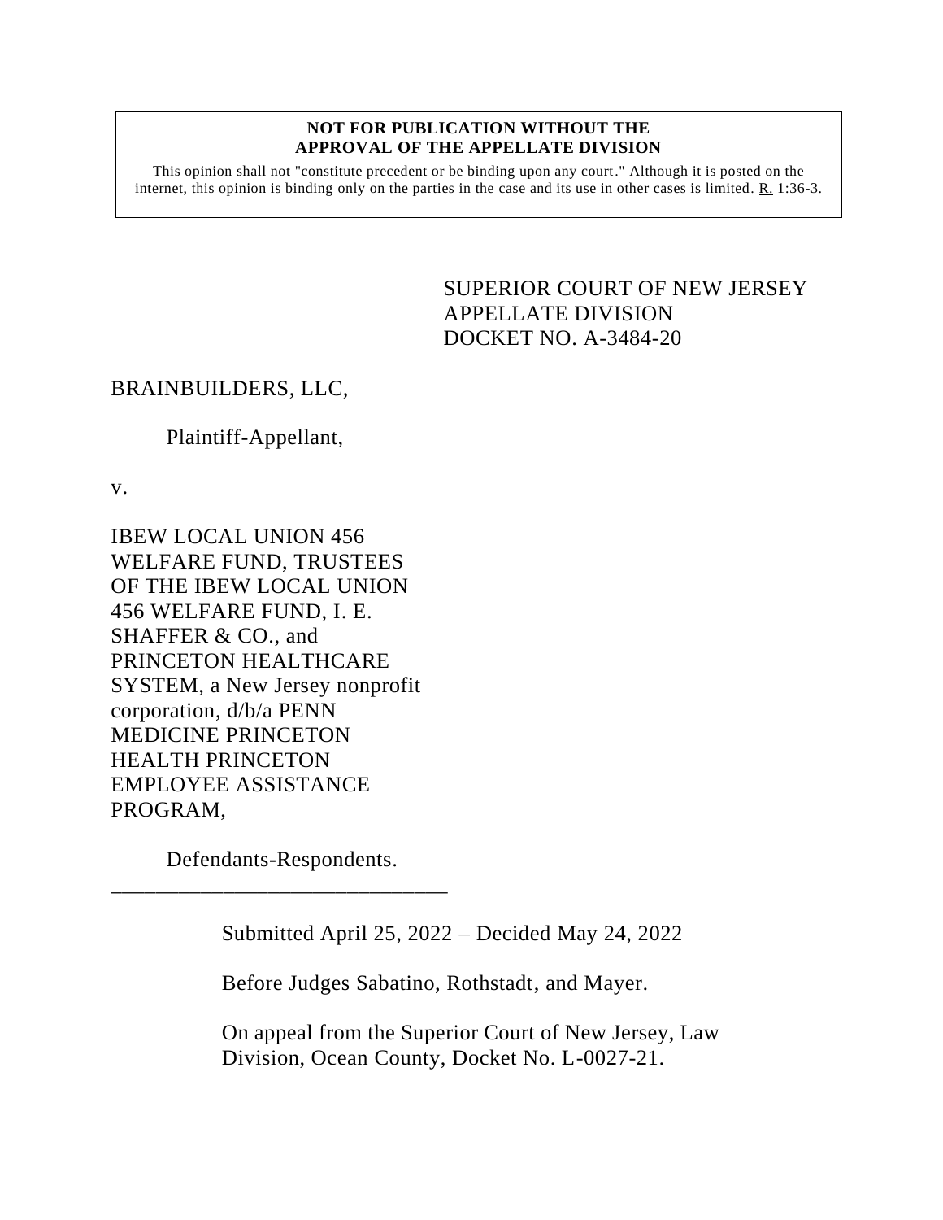**NOT FOR PUBLICATION WITHOUT THE APPROVAL OF THE APPELLATE DIVISION**

This opinion shall not "constitute precedent or be binding upon any court." Although it is posted on the internet, this opinion is binding only on the parties in the case and its use in other cases is limited. R. 1:36-3.

SUPERIOR COURT OF NEW JERSEY
APPELLATE DIVISION
DOCKET NO. A-3484-20

BRAINBUILDERS, LLC,

Plaintiff-Appellant,

v.

IBEW LOCAL UNION 456 WELFARE FUND, TRUSTEES OF THE IBEW LOCAL UNION 456 WELFARE FUND, I. E. SHAFFER & CO., and PRINCETON HEALTHCARE SYSTEM, a New Jersey nonprofit corporation, d/b/a PENN MEDICINE PRINCETON HEALTH PRINCETON EMPLOYEE ASSISTANCE PROGRAM,

Defendants-Respondents.

_______________________________

Submitted April 25, 2022 – Decided May 24, 2022

Before Judges Sabatino, Rothstadt, and Mayer.

On appeal from the Superior Court of New Jersey, Law Division, Ocean County, Docket No. L-0027-21.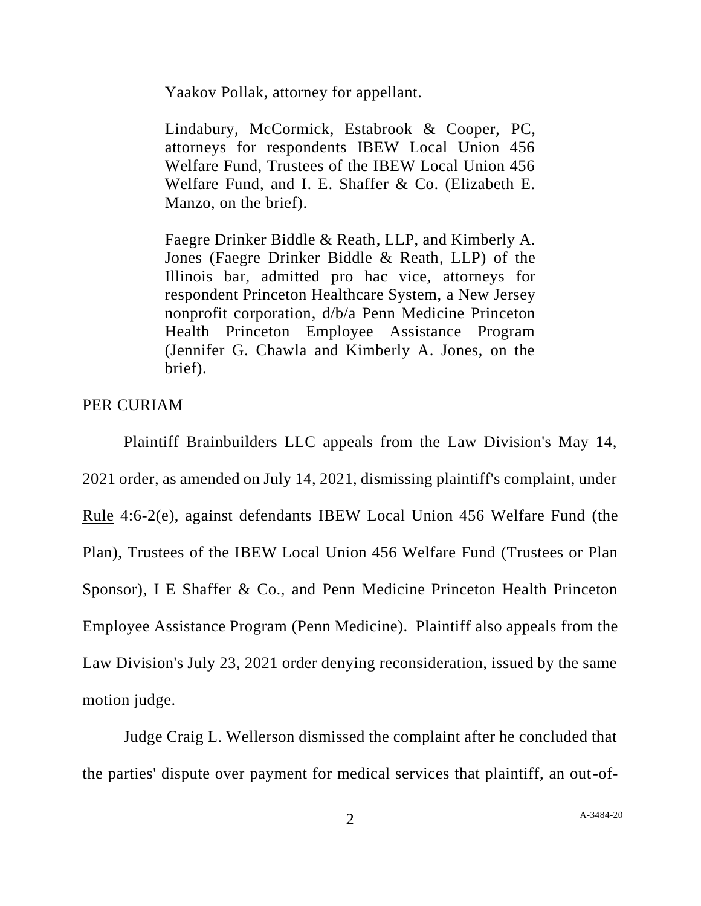Yaakov Pollak, attorney for appellant.

Lindabury, McCormick, Estabrook & Cooper, PC, attorneys for respondents IBEW Local Union 456 Welfare Fund, Trustees of the IBEW Local Union 456 Welfare Fund, and I. E. Shaffer & Co. (Elizabeth E. Manzo, on the brief).

Faegre Drinker Biddle & Reath, LLP, and Kimberly A. Jones (Faegre Drinker Biddle & Reath, LLP) of the Illinois bar, admitted pro hac vice, attorneys for respondent Princeton Healthcare System, a New Jersey nonprofit corporation, d/b/a Penn Medicine Princeton Health Princeton Employee Assistance Program (Jennifer G. Chawla and Kimberly A. Jones, on the brief).

PER CURIAM

Plaintiff Brainbuilders LLC appeals from the Law Division's May 14, 2021 order, as amended on July 14, 2021, dismissing plaintiff's complaint, under Rule 4:6-2(e), against defendants IBEW Local Union 456 Welfare Fund (the Plan), Trustees of the IBEW Local Union 456 Welfare Fund (Trustees or Plan Sponsor), I E Shaffer & Co., and Penn Medicine Princeton Health Princeton Employee Assistance Program (Penn Medicine). Plaintiff also appeals from the Law Division's July 23, 2021 order denying reconsideration, issued by the same motion judge.

Judge Craig L. Wellerson dismissed the complaint after he concluded that the parties' dispute over payment for medical services that plaintiff, an out-of-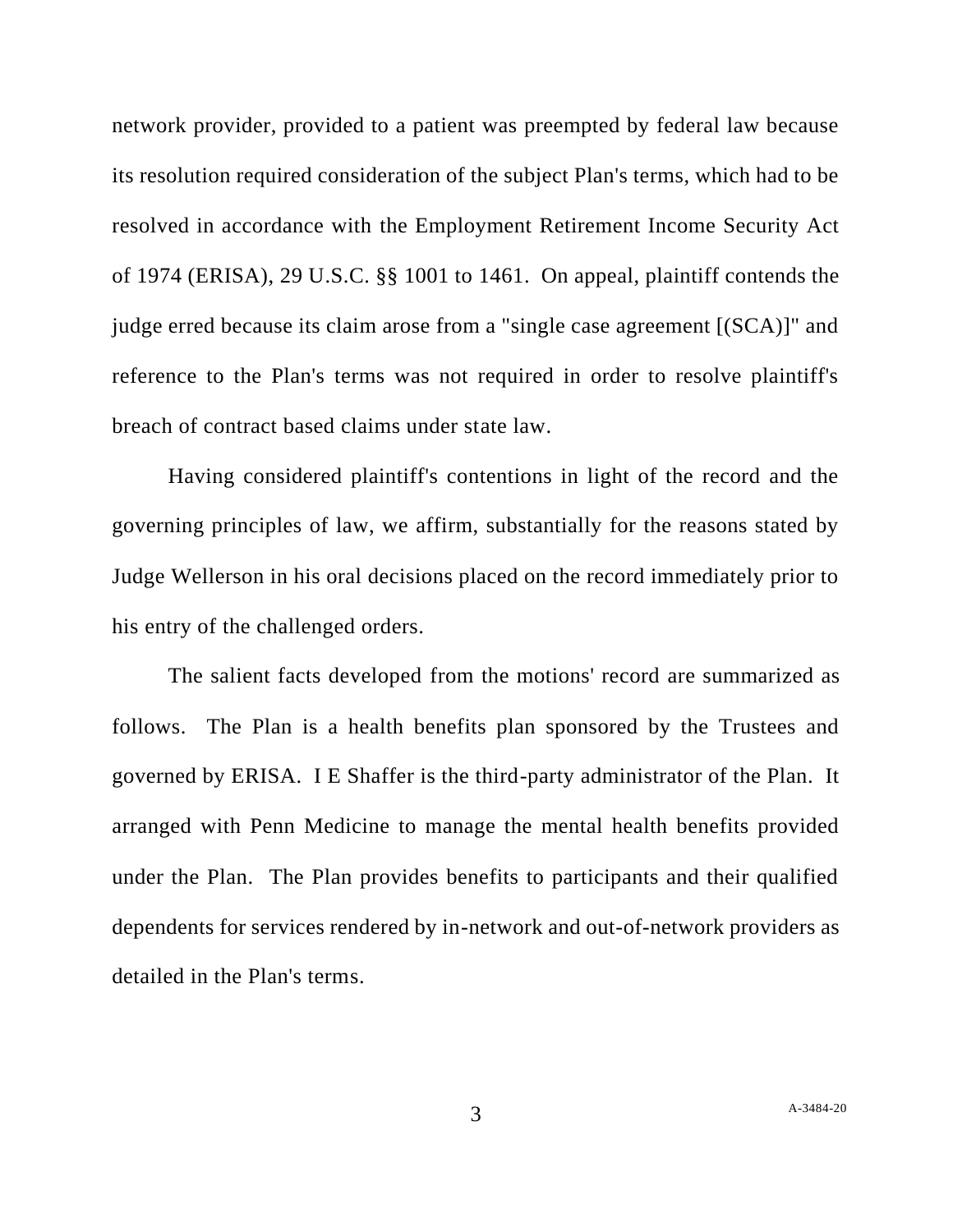network provider, provided to a patient was preempted by federal law because its resolution required consideration of the subject Plan's terms, which had to be resolved in accordance with the Employment Retirement Income Security Act of 1974 (ERISA), 29 U.S.C. §§ 1001 to 1461. On appeal, plaintiff contends the judge erred because its claim arose from a "single case agreement [(SCA)]" and reference to the Plan's terms was not required in order to resolve plaintiff's breach of contract based claims under state law.

Having considered plaintiff's contentions in light of the record and the governing principles of law, we affirm, substantially for the reasons stated by Judge Wellerson in his oral decisions placed on the record immediately prior to his entry of the challenged orders.

The salient facts developed from the motions' record are summarized as follows. The Plan is a health benefits plan sponsored by the Trustees and governed by ERISA. I E Shaffer is the third-party administrator of the Plan. It arranged with Penn Medicine to manage the mental health benefits provided under the Plan. The Plan provides benefits to participants and their qualified dependents for services rendered by in-network and out-of-network providers as detailed in the Plan's terms.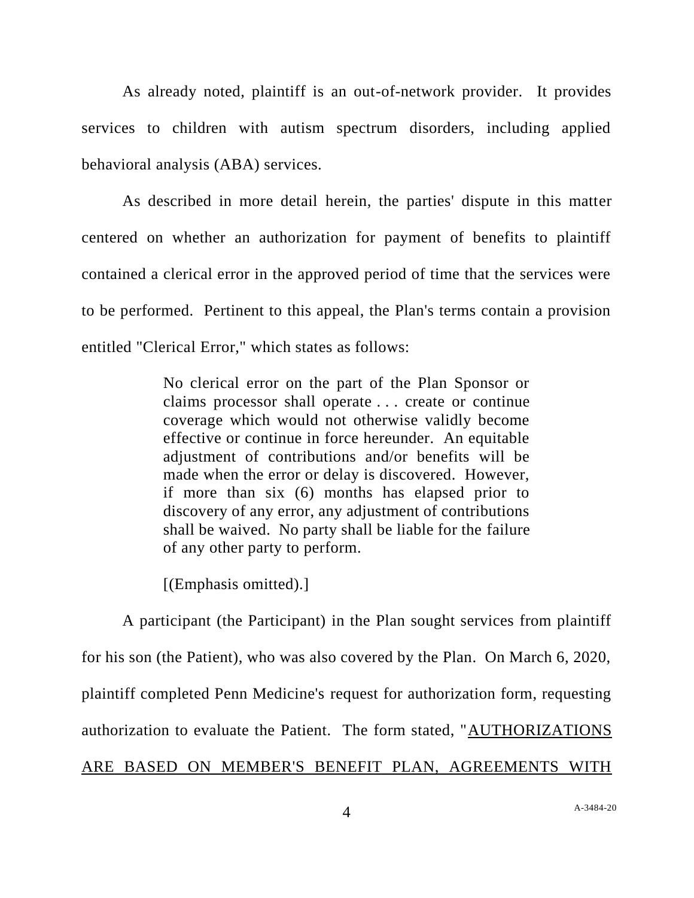As already noted, plaintiff is an out-of-network provider. It provides services to children with autism spectrum disorders, including applied behavioral analysis (ABA) services.

As described in more detail herein, the parties' dispute in this matter centered on whether an authorization for payment of benefits to plaintiff contained a clerical error in the approved period of time that the services were to be performed. Pertinent to this appeal, the Plan's terms contain a provision entitled "Clerical Error," which states as follows:

> No clerical error on the part of the Plan Sponsor or claims processor shall operate . . . create or continue coverage which would not otherwise validly become effective or continue in force hereunder. An equitable adjustment of contributions and/or benefits will be made when the error or delay is discovered. However, if more than six (6) months has elapsed prior to discovery of any error, any adjustment of contributions shall be waived. No party shall be liable for the failure of any other party to perform.
>
> [(Emphasis omitted).]

A participant (the Participant) in the Plan sought services from plaintiff for his son (the Patient), who was also covered by the Plan. On March 6, 2020, plaintiff completed Penn Medicine's request for authorization form, requesting authorization to evaluate the Patient. The form stated, "<u>AUTHORIZATIONS ARE BASED ON MEMBER'S BENEFIT PLAN, AGREEMENTS WITH</u>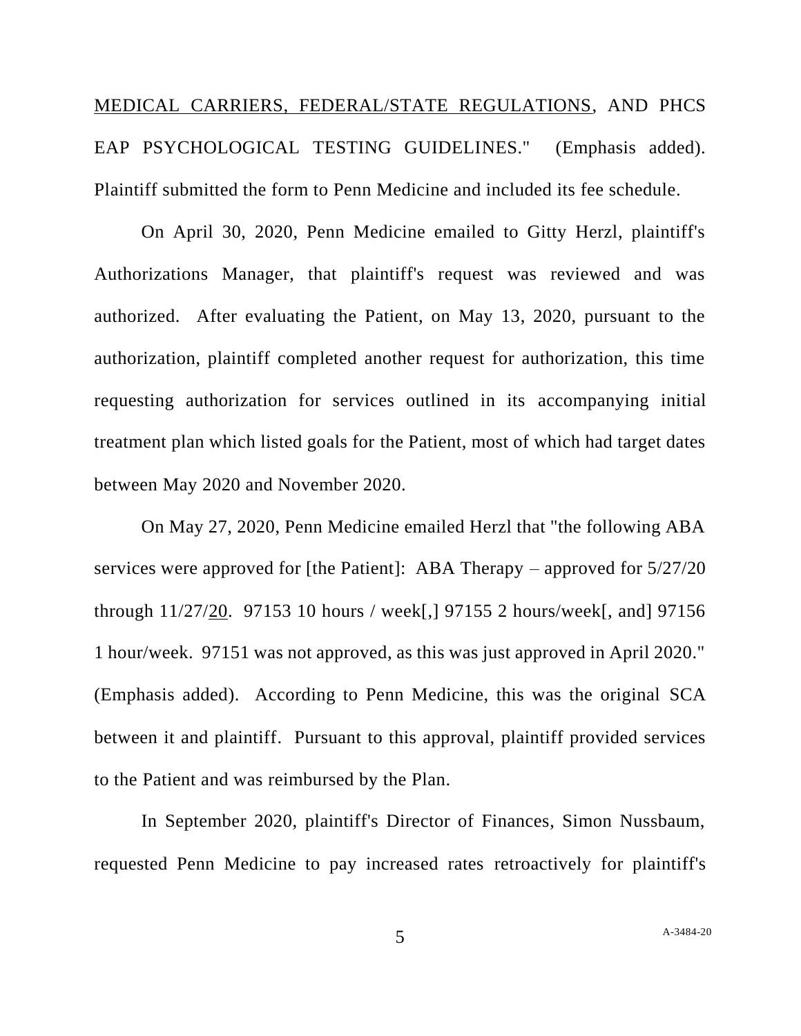<u>MEDICAL CARRIERS, FEDERAL/STATE REGULATIONS</u>, AND PHCS EAP PSYCHOLOGICAL TESTING GUIDELINES." (Emphasis added). Plaintiff submitted the form to Penn Medicine and included its fee schedule.

On April 30, 2020, Penn Medicine emailed to Gitty Herzl, plaintiff's Authorizations Manager, that plaintiff's request was reviewed and was authorized. After evaluating the Patient, on May 13, 2020, pursuant to the authorization, plaintiff completed another request for authorization, this time requesting authorization for services outlined in its accompanying initial treatment plan which listed goals for the Patient, most of which had target dates between May 2020 and November 2020.

On May 27, 2020, Penn Medicine emailed Herzl that "the following ABA services were approved for [the Patient]: ABA Therapy – approved for 5/27/20 through 11/27/<u>20</u>. 97153 10 hours / week[,] 97155 2 hours/week[, and] 97156 1 hour/week. 97151 was not approved, as this was just approved in April 2020." (Emphasis added). According to Penn Medicine, this was the original SCA between it and plaintiff. Pursuant to this approval, plaintiff provided services to the Patient and was reimbursed by the Plan.

In September 2020, plaintiff's Director of Finances, Simon Nussbaum, requested Penn Medicine to pay increased rates retroactively for plaintiff's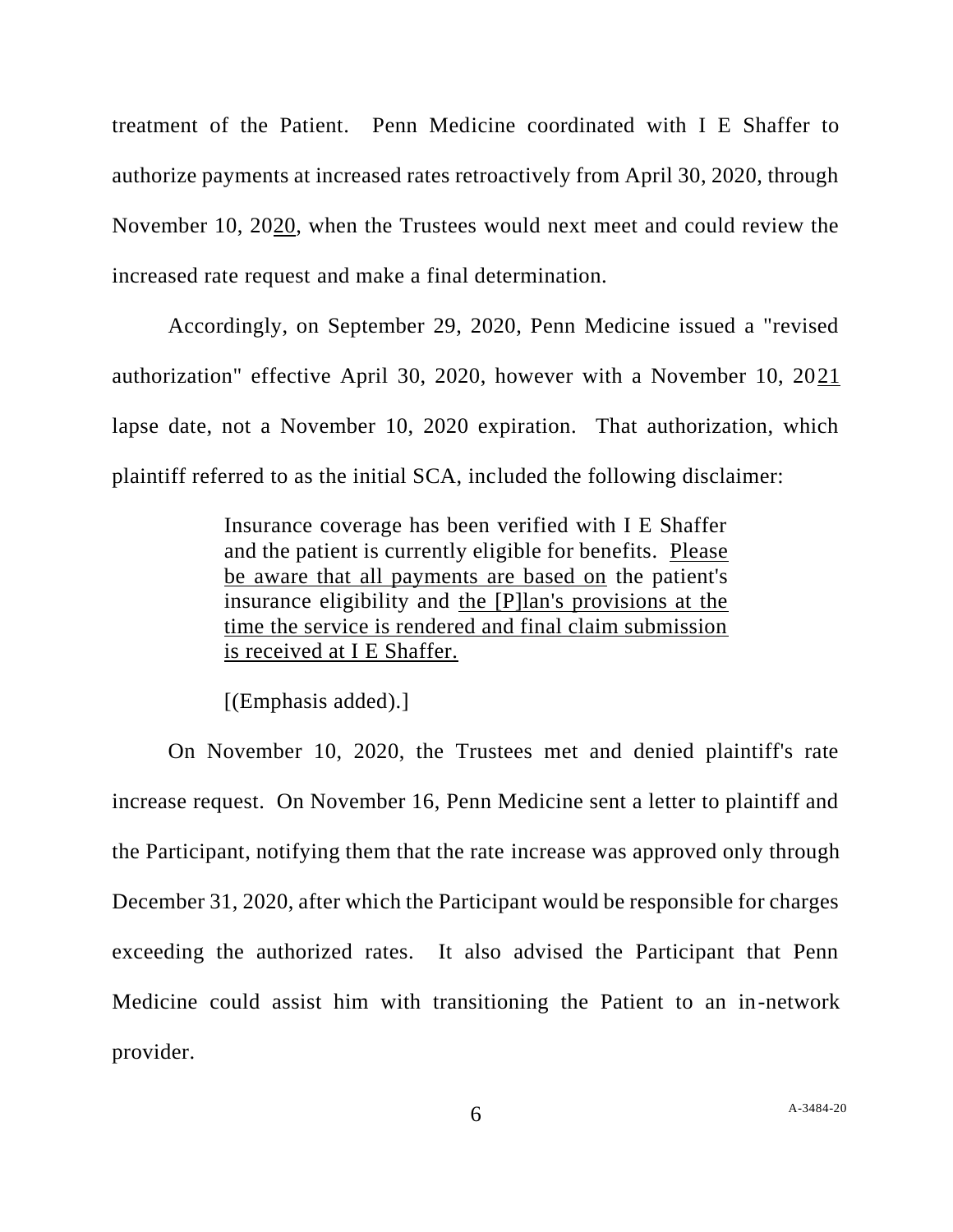treatment of the Patient. Penn Medicine coordinated with I E Shaffer to authorize payments at increased rates retroactively from April 30, 2020, through November 10, 20<u>20</u>, when the Trustees would next meet and could review the increased rate request and make a final determination.

Accordingly, on September 29, 2020, Penn Medicine issued a "revised authorization" effective April 30, 2020, however with a November 10, 20<u>21</u> lapse date, not a November 10, 2020 expiration. That authorization, which plaintiff referred to as the initial SCA, included the following disclaimer:

> Insurance coverage has been verified with I E Shaffer and the patient is currently eligible for benefits. <u>Please be aware that all payments are based on</u> the patient's insurance eligibility and <u>the [P]lan's provisions at the time the service is rendered and final claim submission is received at I E Shaffer.</u>
>
> [(Emphasis added).]

On November 10, 2020, the Trustees met and denied plaintiff's rate increase request. On November 16, Penn Medicine sent a letter to plaintiff and the Participant, notifying them that the rate increase was approved only through December 31, 2020, after which the Participant would be responsible for charges exceeding the authorized rates. It also advised the Participant that Penn Medicine could assist him with transitioning the Patient to an in-network provider.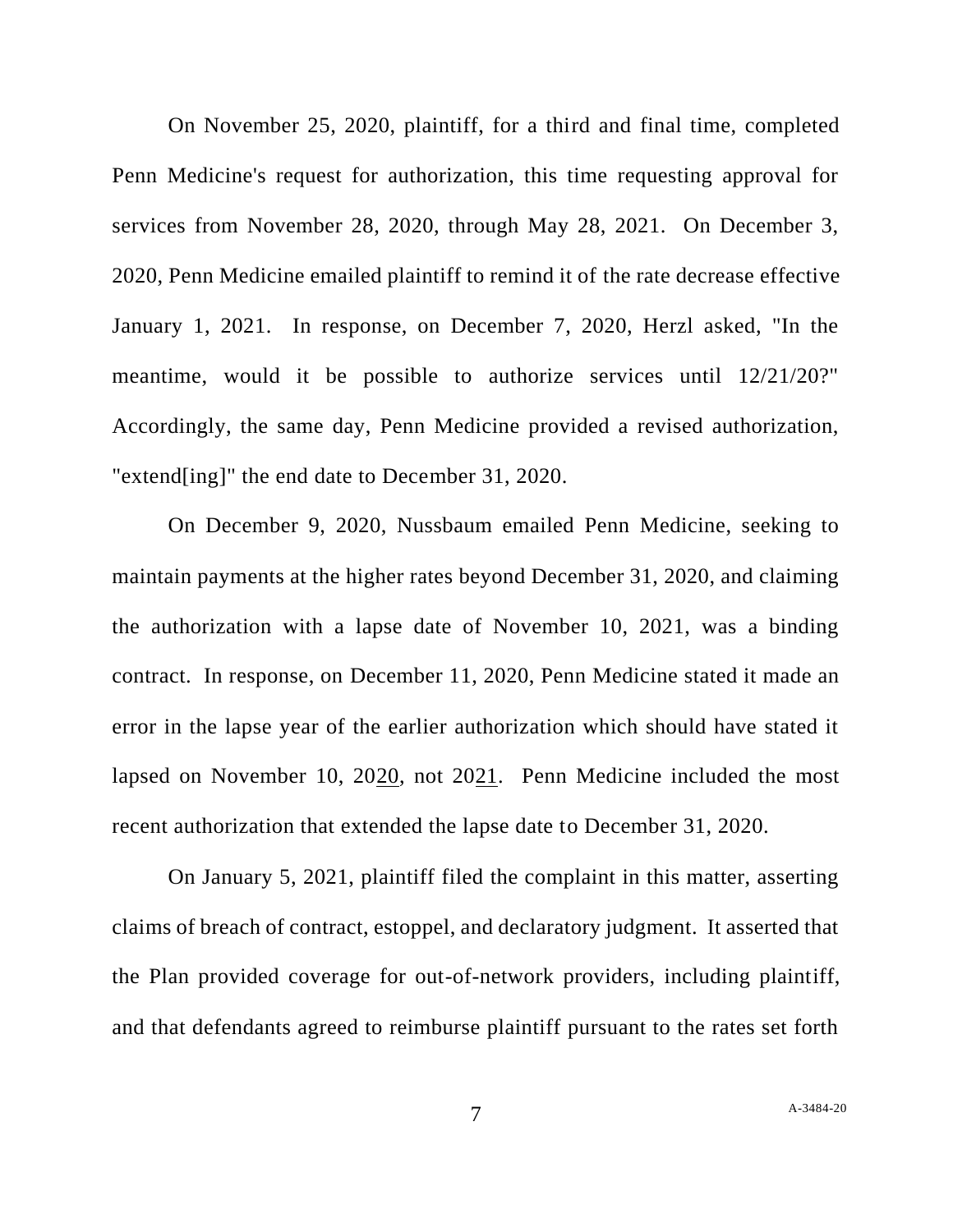On November 25, 2020, plaintiff, for a third and final time, completed Penn Medicine's request for authorization, this time requesting approval for services from November 28, 2020, through May 28, 2021. On December 3, 2020, Penn Medicine emailed plaintiff to remind it of the rate decrease effective January 1, 2021. In response, on December 7, 2020, Herzl asked, "In the meantime, would it be possible to authorize services until 12/21/20?" Accordingly, the same day, Penn Medicine provided a revised authorization, "extend[ing]" the end date to December 31, 2020.

On December 9, 2020, Nussbaum emailed Penn Medicine, seeking to maintain payments at the higher rates beyond December 31, 2020, and claiming the authorization with a lapse date of November 10, 2021, was a binding contract. In response, on December 11, 2020, Penn Medicine stated it made an error in the lapse year of the earlier authorization which should have stated it lapsed on November 10, 20<u>20</u>, not 20<u>21</u>. Penn Medicine included the most recent authorization that extended the lapse date to December 31, 2020.

On January 5, 2021, plaintiff filed the complaint in this matter, asserting claims of breach of contract, estoppel, and declaratory judgment. It asserted that the Plan provided coverage for out-of-network providers, including plaintiff, and that defendants agreed to reimburse plaintiff pursuant to the rates set forth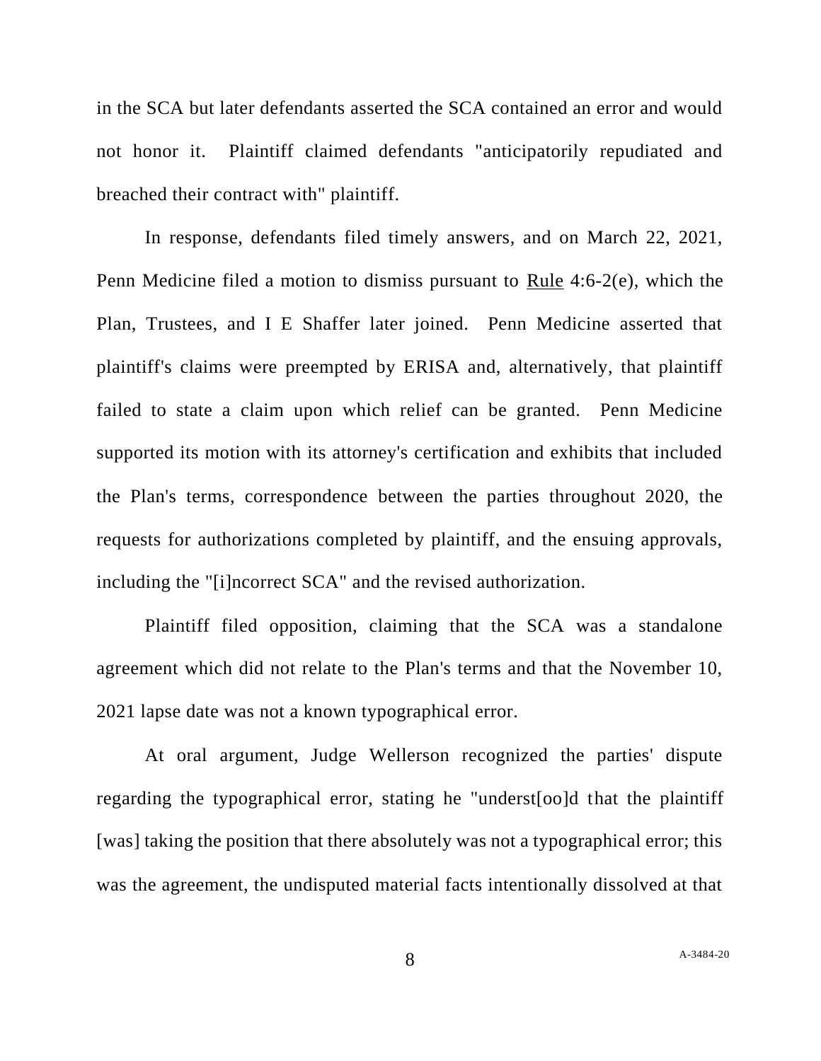in the SCA but later defendants asserted the SCA contained an error and would not honor it. Plaintiff claimed defendants "anticipatorily repudiated and breached their contract with" plaintiff.

In response, defendants filed timely answers, and on March 22, 2021, Penn Medicine filed a motion to dismiss pursuant to Rule 4:6-2(e), which the Plan, Trustees, and I E Shaffer later joined. Penn Medicine asserted that plaintiff's claims were preempted by ERISA and, alternatively, that plaintiff failed to state a claim upon which relief can be granted. Penn Medicine supported its motion with its attorney's certification and exhibits that included the Plan's terms, correspondence between the parties throughout 2020, the requests for authorizations completed by plaintiff, and the ensuing approvals, including the "[i]ncorrect SCA" and the revised authorization.

Plaintiff filed opposition, claiming that the SCA was a standalone agreement which did not relate to the Plan's terms and that the November 10, 2021 lapse date was not a known typographical error.

At oral argument, Judge Wellerson recognized the parties' dispute regarding the typographical error, stating he "underst[oo]d that the plaintiff [was] taking the position that there absolutely was not a typographical error; this was the agreement, the undisputed material facts intentionally dissolved at that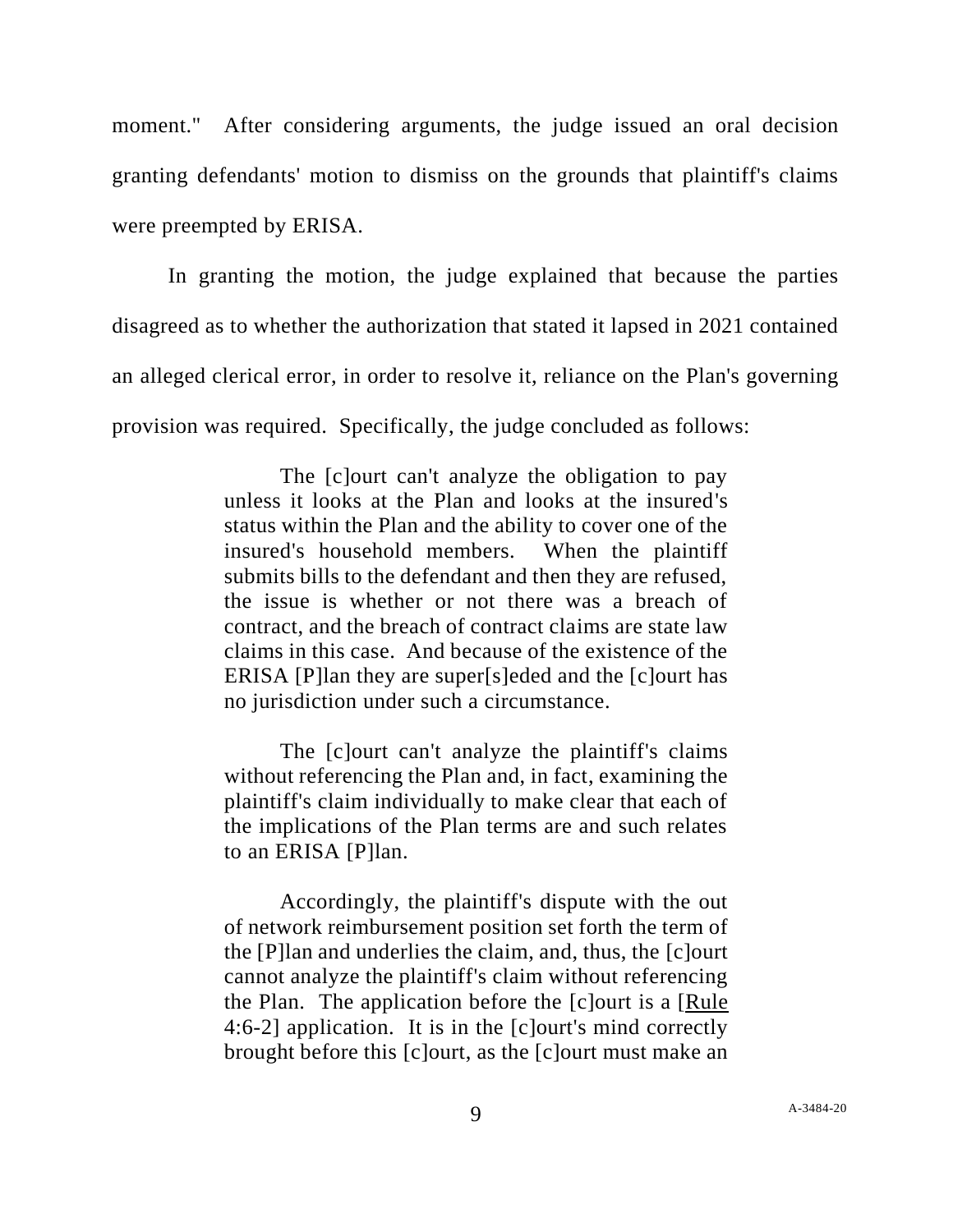moment." After considering arguments, the judge issued an oral decision granting defendants' motion to dismiss on the grounds that plaintiff's claims were preempted by ERISA.

In granting the motion, the judge explained that because the parties disagreed as to whether the authorization that stated it lapsed in 2021 contained an alleged clerical error, in order to resolve it, reliance on the Plan's governing provision was required. Specifically, the judge concluded as follows:

> The [c]ourt can't analyze the obligation to pay unless it looks at the Plan and looks at the insured's status within the Plan and the ability to cover one of the insured's household members. When the plaintiff submits bills to the defendant and then they are refused, the issue is whether or not there was a breach of contract, and the breach of contract claims are state law claims in this case. And because of the existence of the ERISA [P]lan they are super[s]eded and the [c]ourt has no jurisdiction under such a circumstance.
>
> The [c]ourt can't analyze the plaintiff's claims without referencing the Plan and, in fact, examining the plaintiff's claim individually to make clear that each of the implications of the Plan terms are and such relates to an ERISA [P]lan.
>
> Accordingly, the plaintiff's dispute with the out of network reimbursement position set forth the term of the [P]lan and underlies the claim, and, thus, the [c]ourt cannot analyze the plaintiff's claim without referencing the Plan. The application before the [c]ourt is a [Rule 4:6-2] application. It is in the [c]ourt's mind correctly brought before this [c]ourt, as the [c]ourt must make an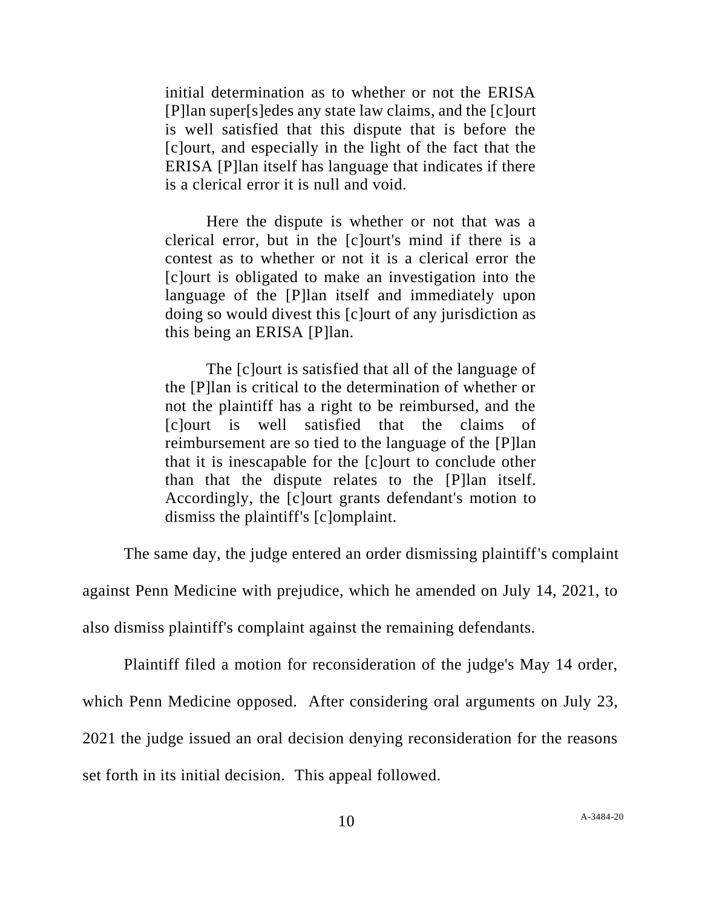> initial determination as to whether or not the ERISA [P]lan super[s]edes any state law claims, and the [c]ourt is well satisfied that this dispute that is before the [c]ourt, and especially in the light of the fact that the ERISA [P]lan itself has language that indicates if there is a clerical error it is null and void.
>
> Here the dispute is whether or not that was a clerical error, but in the [c]ourt's mind if there is a contest as to whether or not it is a clerical error the [c]ourt is obligated to make an investigation into the language of the [P]lan itself and immediately upon doing so would divest this [c]ourt of any jurisdiction as this being an ERISA [P]lan.
>
> The [c]ourt is satisfied that all of the language of the [P]lan is critical to the determination of whether or not the plaintiff has a right to be reimbursed, and the [c]ourt is well satisfied that the claims of reimbursement are so tied to the language of the [P]lan that it is inescapable for the [c]ourt to conclude other than that the dispute relates to the [P]lan itself. Accordingly, the [c]ourt grants defendant's motion to dismiss the plaintiff's [c]omplaint.

The same day, the judge entered an order dismissing plaintiff's complaint against Penn Medicine with prejudice, which he amended on July 14, 2021, to also dismiss plaintiff's complaint against the remaining defendants.

Plaintiff filed a motion for reconsideration of the judge's May 14 order, which Penn Medicine opposed. After considering oral arguments on July 23, 2021 the judge issued an oral decision denying reconsideration for the reasons set forth in its initial decision. This appeal followed.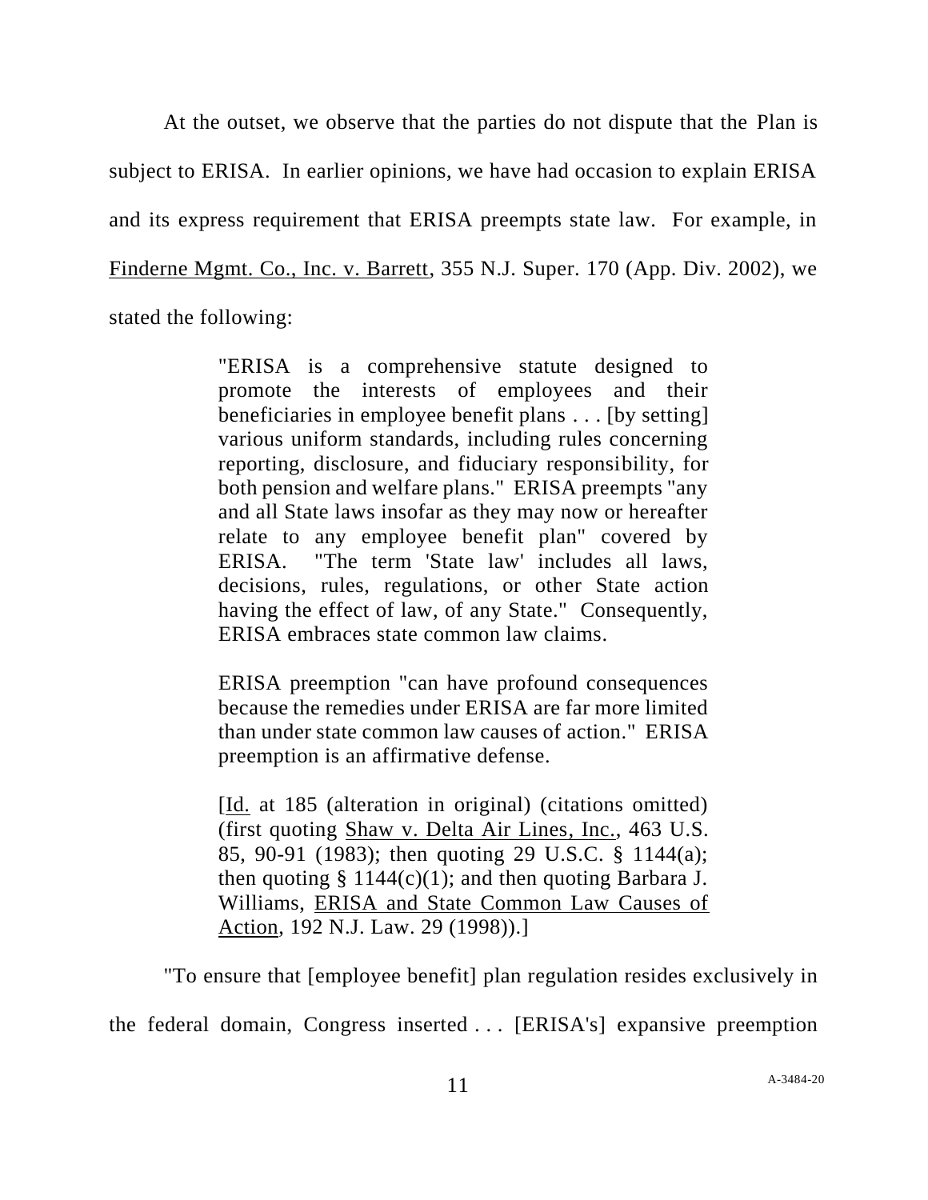At the outset, we observe that the parties do not dispute that the Plan is subject to ERISA. In earlier opinions, we have had occasion to explain ERISA and its express requirement that ERISA preempts state law. For example, in Finderne Mgmt. Co., Inc. v. Barrett, 355 N.J. Super. 170 (App. Div. 2002), we stated the following:

> "ERISA is a comprehensive statute designed to promote the interests of employees and their beneficiaries in employee benefit plans . . . [by setting] various uniform standards, including rules concerning reporting, disclosure, and fiduciary responsibility, for both pension and welfare plans." ERISA preempts "any and all State laws insofar as they may now or hereafter relate to any employee benefit plan" covered by ERISA. "The term 'State law' includes all laws, decisions, rules, regulations, or other State action having the effect of law, of any State." Consequently, ERISA embraces state common law claims.
>
> ERISA preemption "can have profound consequences because the remedies under ERISA are far more limited than under state common law causes of action." ERISA preemption is an affirmative defense.
>
> [Id. at 185 (alteration in original) (citations omitted) (first quoting Shaw v. Delta Air Lines, Inc., 463 U.S. 85, 90-91 (1983); then quoting 29 U.S.C. § 1144(a); then quoting § 1144(c)(1); and then quoting Barbara J. Williams, ERISA and State Common Law Causes of Action, 192 N.J. Law. 29 (1998)).]

"To ensure that [employee benefit] plan regulation resides exclusively in the federal domain, Congress inserted . . . [ERISA's] expansive preemption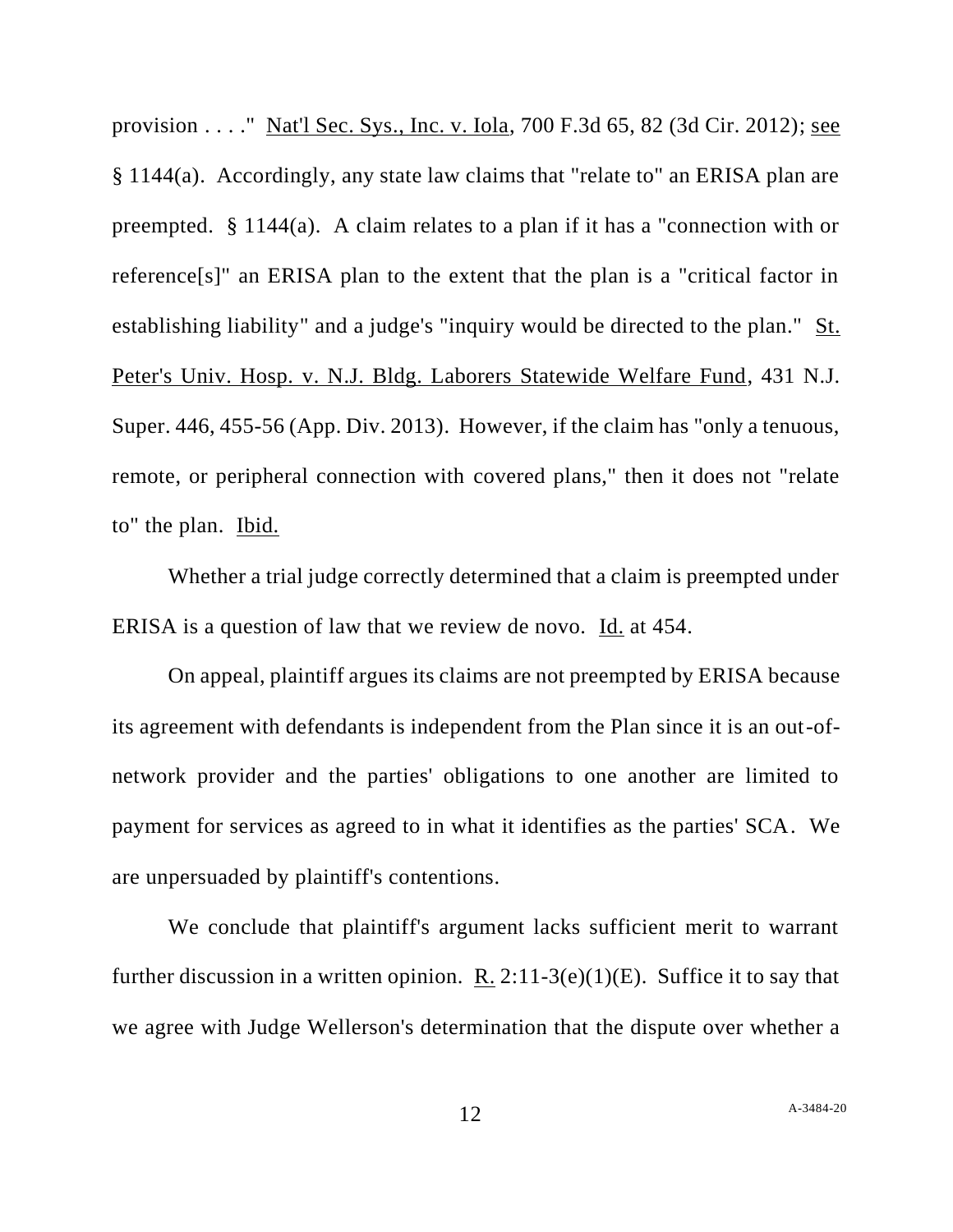provision . . . ." Nat'l Sec. Sys., Inc. v. Iola, 700 F.3d 65, 82 (3d Cir. 2012); see § 1144(a). Accordingly, any state law claims that "relate to" an ERISA plan are preempted. § 1144(a). A claim relates to a plan if it has a "connection with or reference[s]" an ERISA plan to the extent that the plan is a "critical factor in establishing liability" and a judge's "inquiry would be directed to the plan." St. Peter's Univ. Hosp. v. N.J. Bldg. Laborers Statewide Welfare Fund, 431 N.J. Super. 446, 455-56 (App. Div. 2013). However, if the claim has "only a tenuous, remote, or peripheral connection with covered plans," then it does not "relate to" the plan. Ibid.

Whether a trial judge correctly determined that a claim is preempted under ERISA is a question of law that we review de novo. Id. at 454.

On appeal, plaintiff argues its claims are not preempted by ERISA because its agreement with defendants is independent from the Plan since it is an out-of-network provider and the parties' obligations to one another are limited to payment for services as agreed to in what it identifies as the parties' SCA. We are unpersuaded by plaintiff's contentions.

We conclude that plaintiff's argument lacks sufficient merit to warrant further discussion in a written opinion. R. 2:11-3(e)(1)(E). Suffice it to say that we agree with Judge Wellerson's determination that the dispute over whether a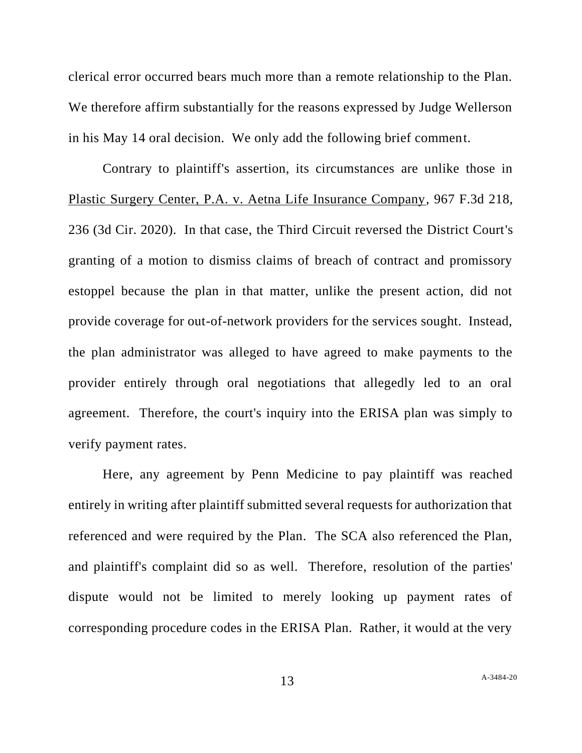clerical error occurred bears much more than a remote relationship to the Plan. We therefore affirm substantially for the reasons expressed by Judge Wellerson in his May 14 oral decision. We only add the following brief comment.

Contrary to plaintiff's assertion, its circumstances are unlike those in Plastic Surgery Center, P.A. v. Aetna Life Insurance Company, 967 F.3d 218, 236 (3d Cir. 2020). In that case, the Third Circuit reversed the District Court's granting of a motion to dismiss claims of breach of contract and promissory estoppel because the plan in that matter, unlike the present action, did not provide coverage for out-of-network providers for the services sought. Instead, the plan administrator was alleged to have agreed to make payments to the provider entirely through oral negotiations that allegedly led to an oral agreement. Therefore, the court's inquiry into the ERISA plan was simply to verify payment rates.

Here, any agreement by Penn Medicine to pay plaintiff was reached entirely in writing after plaintiff submitted several requests for authorization that referenced and were required by the Plan. The SCA also referenced the Plan, and plaintiff's complaint did so as well. Therefore, resolution of the parties' dispute would not be limited to merely looking up payment rates of corresponding procedure codes in the ERISA Plan. Rather, it would at the very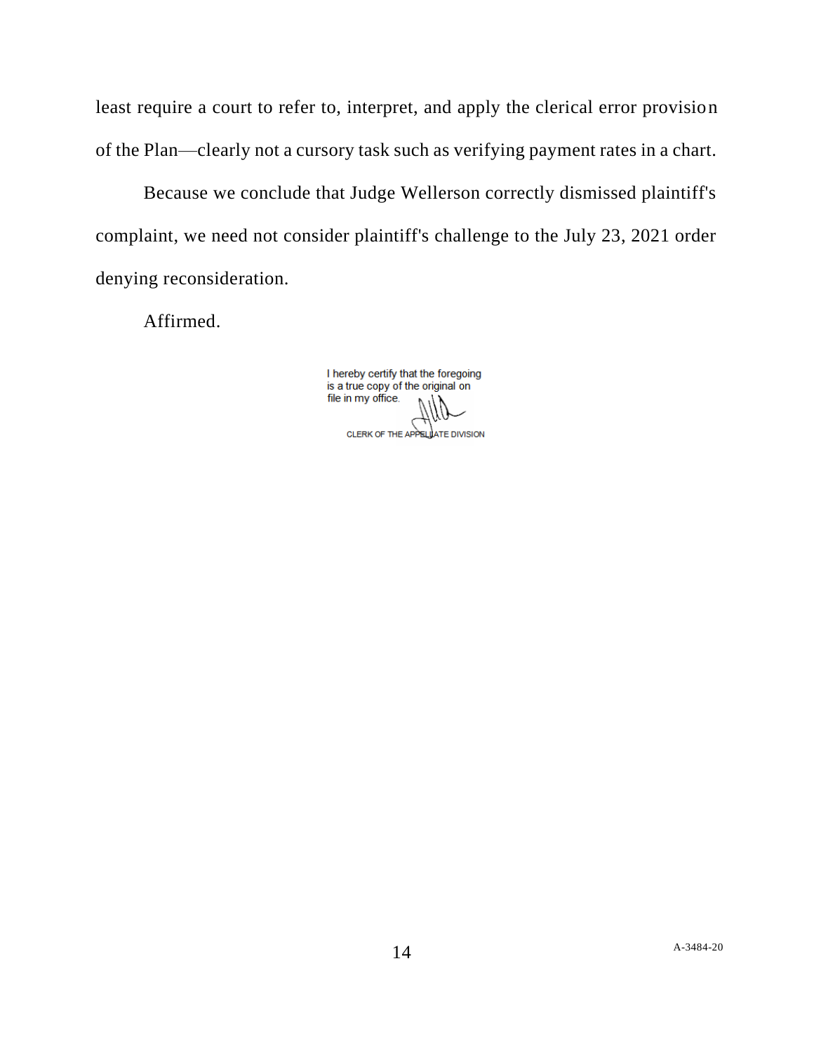least require a court to refer to, interpret, and apply the clerical error provision of the Plan—clearly not a cursory task such as verifying payment rates in a chart.

Because we conclude that Judge Wellerson correctly dismissed plaintiff's complaint, we need not consider plaintiff's challenge to the July 23, 2021 order denying reconsideration.

Affirmed.

I hereby certify that the foregoing is a true copy of the original on file in my office.

CLERK OF THE APPELLATE DIVISION